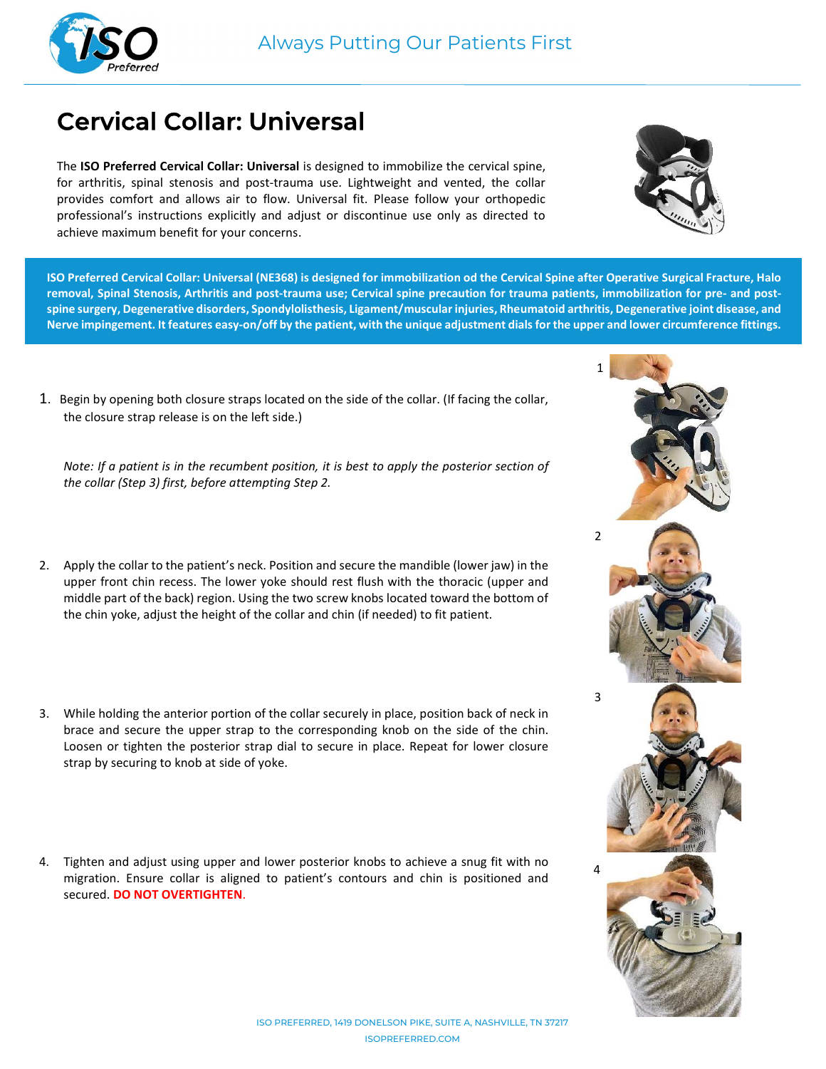# Cervical Collar: Universal

The **ISO Preferred Cervical Collar: Universal** is designed to immobilize the cervical spine, for arthritis, spinal stenosis and post-trauma use. Lightweight and vented, the collar provides comfort and allows air to flow. Universal fit. Please follow your orthopedic professional's instructions explicitly and adjust or discontinue use only as directed to achieve maximum benefit for your concerns.

**ISO Preferred Cervical Collar: Universal (NE368) is designed for immobilization od the Cervical Spine after Operative Surgical Fracture, Halo removal, Spinal Stenosis, Arthritis and post-trauma use; Cervical spine precaution for trauma patients, immobilization for pre- and post-spine surgery, Degenerative disorders, Spondylolisthesis, Ligament/muscular injuries, Rheumatoid arthritis, Degenerative joint disease, and Nerve impingement. It features easy-on/off by the patient, with the unique adjustment dials for the upper and lower circumference fittings.**

1. Begin by opening both closure straps located on the side of the collar. (If facing the collar, the closure strap release is on the left side.)

   *Note: If a patient is in the recumbent position, it is best to apply the posterior section of the collar (Step 3) first, before attempting Step 2.*

2. Apply the collar to the patient's neck. Position and secure the mandible (lower jaw) in the upper front chin recess. The lower yoke should rest flush with the thoracic (upper and middle part of the back) region. Using the two screw knobs located toward the bottom of the chin yoke, adjust the height of the collar and chin (if needed) to fit patient.

3. While holding the anterior portion of the collar securely in place, position back of neck in brace and secure the upper strap to the corresponding knob on the side of the chin. Loosen or tighten the posterior strap dial to secure in place. Repeat for lower closure strap by securing to knob at side of yoke.

4. Tighten and adjust using upper and lower posterior knobs to achieve a snug fit with no migration. Ensure collar is aligned to patient's contours and chin is positioned and secured. **DO NOT OVERTIGHTEN**.

ISO PREFERRED, 1419 DONELSON PIKE, SUITE A, NASHVILLE, TN 37217
ISOPREFERRED.COM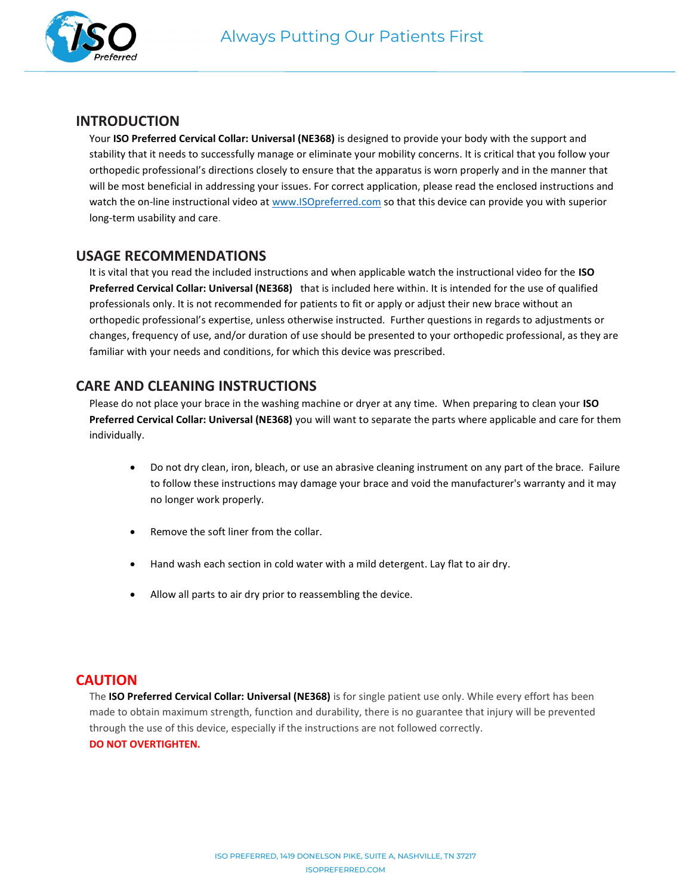## INTRODUCTION

Your **ISO Preferred Cervical Collar: Universal (NE368)** is designed to provide your body with the support and stability that it needs to successfully manage or eliminate your mobility concerns. It is critical that you follow your orthopedic professional's directions closely to ensure that the apparatus is worn properly and in the manner that will be most beneficial in addressing your issues. For correct application, please read the enclosed instructions and watch the on-line instructional video at www.ISOpreferred.com so that this device can provide you with superior long-term usability and care.

## USAGE RECOMMENDATIONS

It is vital that you read the included instructions and when applicable watch the instructional video for the **ISO Preferred Cervical Collar: Universal (NE368)** that is included here within. It is intended for the use of qualified professionals only. It is not recommended for patients to fit or apply or adjust their new brace without an orthopedic professional's expertise, unless otherwise instructed. Further questions in regards to adjustments or changes, frequency of use, and/or duration of use should be presented to your orthopedic professional, as they are familiar with your needs and conditions, for which this device was prescribed.

## CARE AND CLEANING INSTRUCTIONS

Please do not place your brace in the washing machine or dryer at any time. When preparing to clean your **ISO Preferred Cervical Collar: Universal (NE368)** you will want to separate the parts where applicable and care for them individually.

- Do not dry clean, iron, bleach, or use an abrasive cleaning instrument on any part of the brace. Failure to follow these instructions may damage your brace and void the manufacturer's warranty and it may no longer work properly.
- Remove the soft liner from the collar.
- Hand wash each section in cold water with a mild detergent. Lay flat to air dry.
- Allow all parts to air dry prior to reassembling the device.

## CAUTION

The **ISO Preferred Cervical Collar: Universal (NE368)** is for single patient use only. While every effort has been made to obtain maximum strength, function and durability, there is no guarantee that injury will be prevented through the use of this device, especially if the instructions are not followed correctly.

**DO NOT OVERTIGHTEN.**